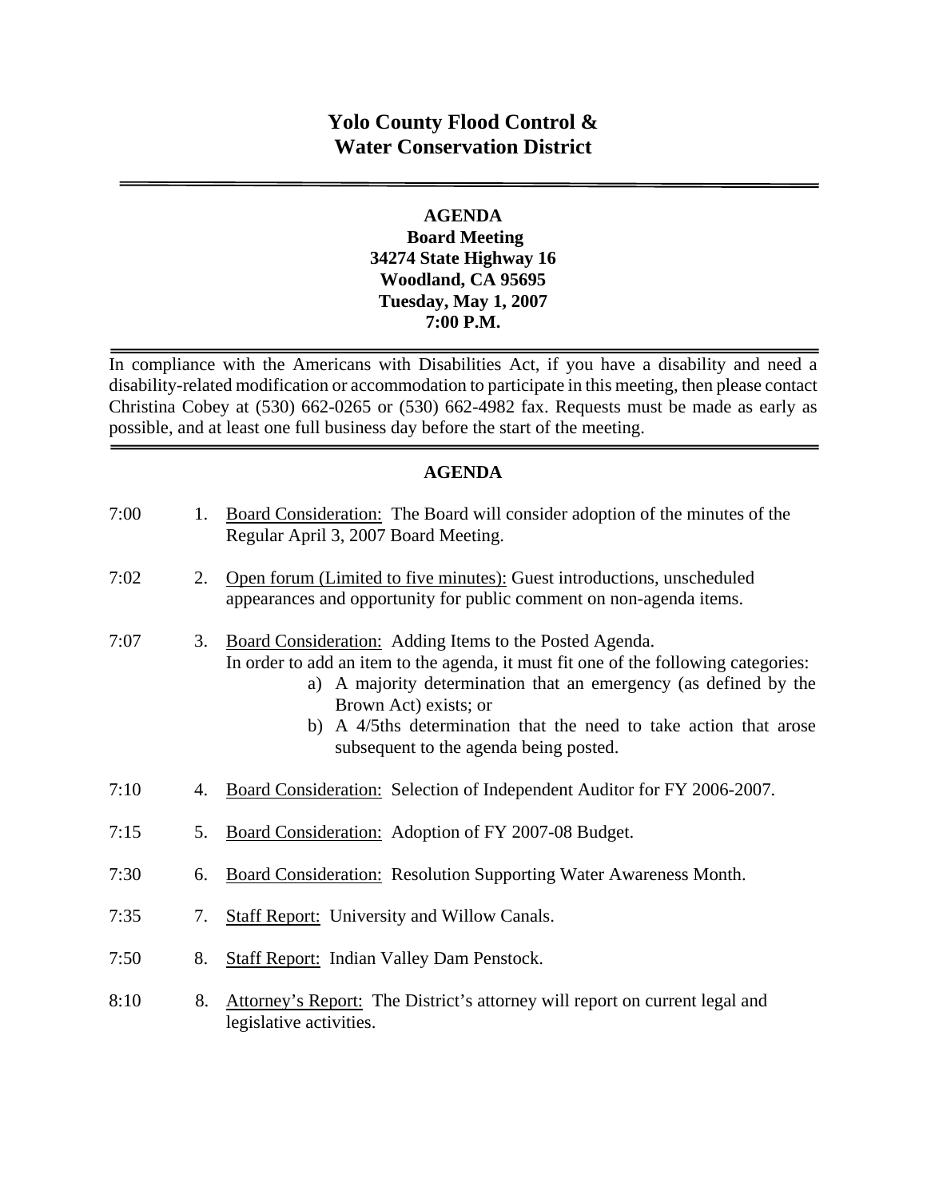# Yolo County Flood Control & Water Conservation District

---

**AGENDA**
**Board Meeting**
**34274 State Highway 16**
**Woodland, CA 95695**
**Tuesday, May 1, 2007**
**7:00 P.M.**

---

In compliance with the Americans with Disabilities Act, if you have a disability and need a disability-related modification or accommodation to participate in this meeting, then please contact Christina Cobey at (530) 662-0265 or (530) 662-4982 fax. Requests must be made as early as possible, and at least one full business day before the start of the meeting.

---

## AGENDA

7:00 &nbsp;&nbsp; 1. Board Consideration: The Board will consider adoption of the minutes of the Regular April 3, 2007 Board Meeting.

7:02 &nbsp;&nbsp; 2. Open forum (Limited to five minutes): Guest introductions, unscheduled appearances and opportunity for public comment on non-agenda items.

7:07 &nbsp;&nbsp; 3. Board Consideration: Adding Items to the Posted Agenda.
In order to add an item to the agenda, it must fit one of the following categories:
   - a) A majority determination that an emergency (as defined by the Brown Act) exists; or
   - b) A 4/5ths determination that the need to take action that arose subsequent to the agenda being posted.

7:10 &nbsp;&nbsp; 4. Board Consideration: Selection of Independent Auditor for FY 2006-2007.

7:15 &nbsp;&nbsp; 5. Board Consideration: Adoption of FY 2007-08 Budget.

7:30 &nbsp;&nbsp; 6. Board Consideration: Resolution Supporting Water Awareness Month.

7:35 &nbsp;&nbsp; 7. Staff Report: University and Willow Canals.

7:50 &nbsp;&nbsp; 8. Staff Report: Indian Valley Dam Penstock.

8:10 &nbsp;&nbsp; 8. Attorney's Report: The District's attorney will report on current legal and legislative activities.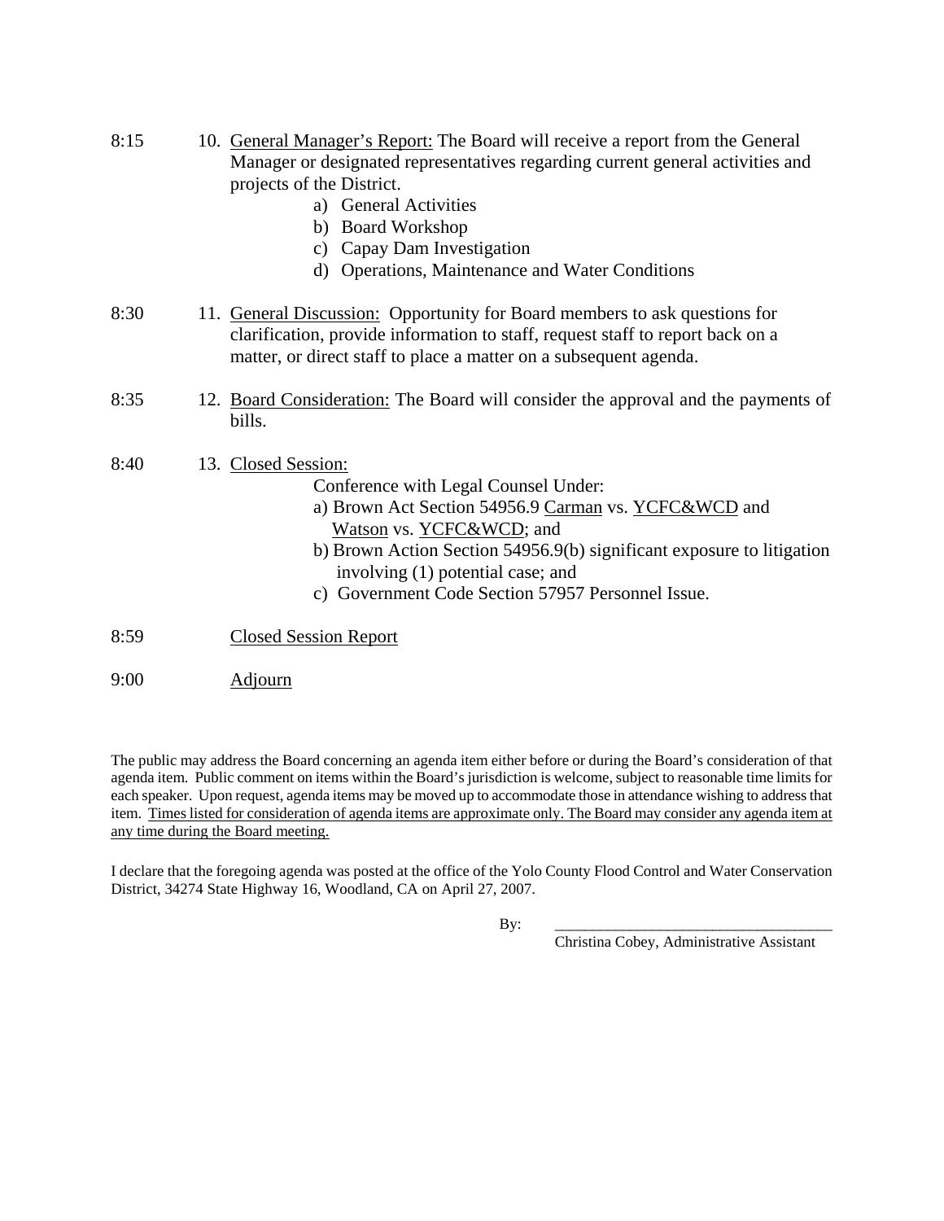8:15 10. <u>General Manager's Report:</u> The Board will receive a report from the General Manager or designated representatives regarding current general activities and projects of the District.

a) General Activities
b) Board Workshop
c) Capay Dam Investigation
d) Operations, Maintenance and Water Conditions

8:30 11. <u>General Discussion:</u> Opportunity for Board members to ask questions for clarification, provide information to staff, request staff to report back on a matter, or direct staff to place a matter on a subsequent agenda.

8:35 12. <u>Board Consideration:</u> The Board will consider the approval and the payments of bills.

8:40 13. <u>Closed Session:</u>

Conference with Legal Counsel Under:

a) Brown Act Section 54956.9 <u>Carman</u> vs. <u>YCFC&WCD</u> and <u>Watson</u> vs. <u>YCFC&WCD</u>; and
b) Brown Action Section 54956.9(b) significant exposure to litigation involving (1) potential case; and
c) Government Code Section 57957 Personnel Issue.

8:59 <u>Closed Session Report</u>

9:00 <u>Adjourn</u>

The public may address the Board concerning an agenda item either before or during the Board's consideration of that agenda item. Public comment on items within the Board's jurisdiction is welcome, subject to reasonable time limits for each speaker. Upon request, agenda items may be moved up to accommodate those in attendance wishing to address that item. <u>Times listed for consideration of agenda items are approximate only. The Board may consider any agenda item at any time during the Board meeting.</u>

I declare that the foregoing agenda was posted at the office of the Yolo County Flood Control and Water Conservation District, 34274 State Highway 16, Woodland, CA on April 27, 2007.

By: ____________________________________
Christina Cobey, Administrative Assistant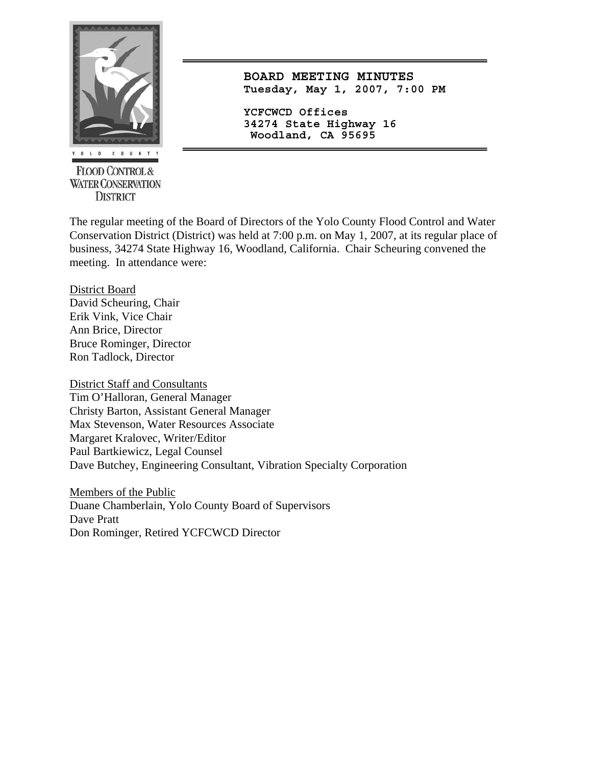YOLO COUNTY

FLOOD CONTROL & WATER CONSERVATION DISTRICT

**BOARD MEETING MINUTES**
**Tuesday, May 1, 2007, 7:00 PM**

**YCFCWCD Offices**
**34274 State Highway 16**
**Woodland, CA 95695**

The regular meeting of the Board of Directors of the Yolo County Flood Control and Water Conservation District (District) was held at 7:00 p.m. on May 1, 2007, at its regular place of business, 34274 State Highway 16, Woodland, California. Chair Scheuring convened the meeting. In attendance were:

District Board
David Scheuring, Chair
Erik Vink, Vice Chair
Ann Brice, Director
Bruce Rominger, Director
Ron Tadlock, Director

District Staff and Consultants
Tim O'Halloran, General Manager
Christy Barton, Assistant General Manager
Max Stevenson, Water Resources Associate
Margaret Kralovec, Writer/Editor
Paul Bartkiewicz, Legal Counsel
Dave Butchey, Engineering Consultant, Vibration Specialty Corporation

Members of the Public
Duane Chamberlain, Yolo County Board of Supervisors
Dave Pratt
Don Rominger, Retired YCFCWCD Director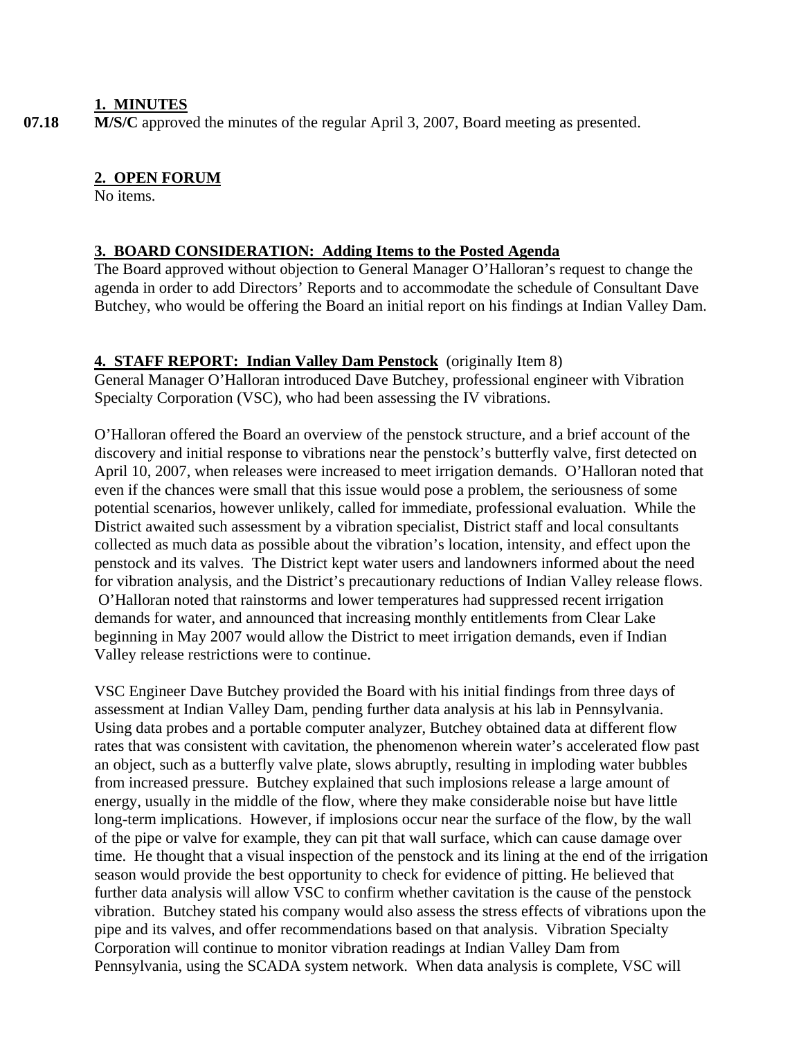### 1. MINUTES

**07.18** **M/S/C** approved the minutes of the regular April 3, 2007, Board meeting as presented.

### 2. OPEN FORUM

No items.

### 3. BOARD CONSIDERATION: Adding Items to the Posted Agenda

The Board approved without objection to General Manager O'Halloran's request to change the agenda in order to add Directors' Reports and to accommodate the schedule of Consultant Dave Butchey, who would be offering the Board an initial report on his findings at Indian Valley Dam.

### 4. STAFF REPORT: Indian Valley Dam Penstock (originally Item 8)

General Manager O'Halloran introduced Dave Butchey, professional engineer with Vibration Specialty Corporation (VSC), who had been assessing the IV vibrations.

O'Halloran offered the Board an overview of the penstock structure, and a brief account of the discovery and initial response to vibrations near the penstock's butterfly valve, first detected on April 10, 2007, when releases were increased to meet irrigation demands. O'Halloran noted that even if the chances were small that this issue would pose a problem, the seriousness of some potential scenarios, however unlikely, called for immediate, professional evaluation. While the District awaited such assessment by a vibration specialist, District staff and local consultants collected as much data as possible about the vibration's location, intensity, and effect upon the penstock and its valves. The District kept water users and landowners informed about the need for vibration analysis, and the District's precautionary reductions of Indian Valley release flows. O'Halloran noted that rainstorms and lower temperatures had suppressed recent irrigation demands for water, and announced that increasing monthly entitlements from Clear Lake beginning in May 2007 would allow the District to meet irrigation demands, even if Indian Valley release restrictions were to continue.

VSC Engineer Dave Butchey provided the Board with his initial findings from three days of assessment at Indian Valley Dam, pending further data analysis at his lab in Pennsylvania. Using data probes and a portable computer analyzer, Butchey obtained data at different flow rates that was consistent with cavitation, the phenomenon wherein water's accelerated flow past an object, such as a butterfly valve plate, slows abruptly, resulting in imploding water bubbles from increased pressure. Butchey explained that such implosions release a large amount of energy, usually in the middle of the flow, where they make considerable noise but have little long-term implications. However, if implosions occur near the surface of the flow, by the wall of the pipe or valve for example, they can pit that wall surface, which can cause damage over time. He thought that a visual inspection of the penstock and its lining at the end of the irrigation season would provide the best opportunity to check for evidence of pitting. He believed that further data analysis will allow VSC to confirm whether cavitation is the cause of the penstock vibration. Butchey stated his company would also assess the stress effects of vibrations upon the pipe and its valves, and offer recommendations based on that analysis. Vibration Specialty Corporation will continue to monitor vibration readings at Indian Valley Dam from Pennsylvania, using the SCADA system network. When data analysis is complete, VSC will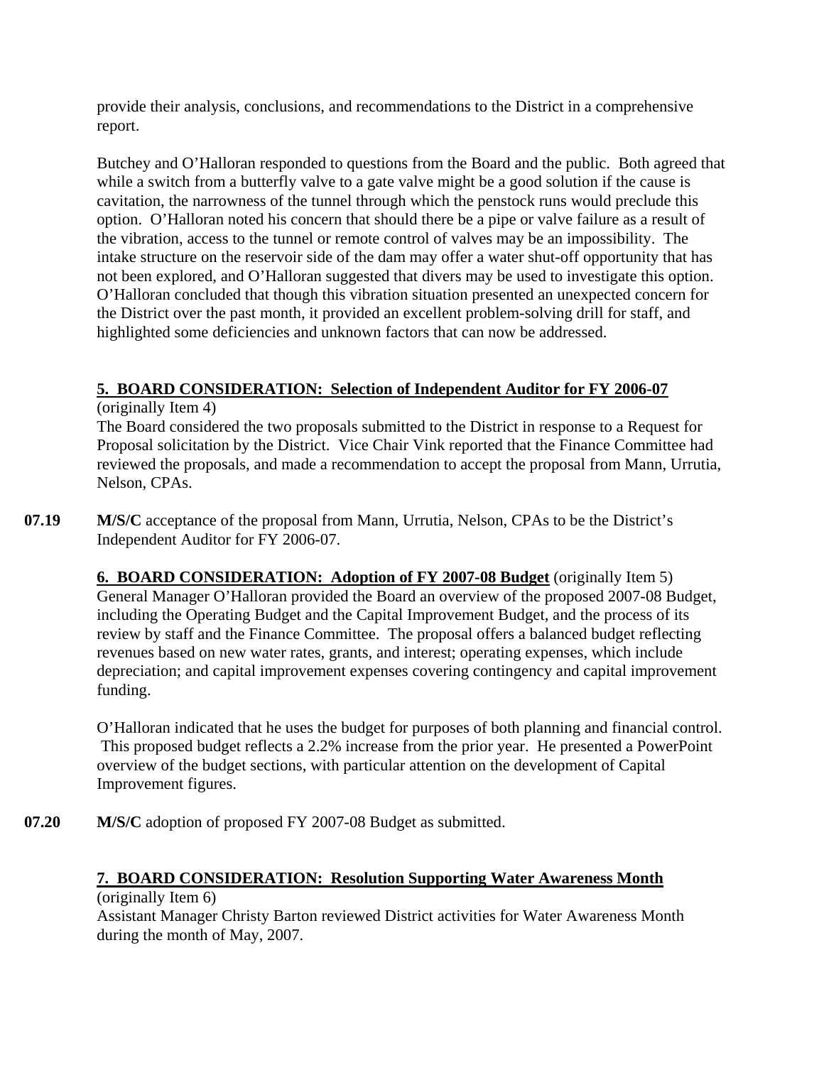provide their analysis, conclusions, and recommendations to the District in a comprehensive report.

Butchey and O'Halloran responded to questions from the Board and the public. Both agreed that while a switch from a butterfly valve to a gate valve might be a good solution if the cause is cavitation, the narrowness of the tunnel through which the penstock runs would preclude this option. O'Halloran noted his concern that should there be a pipe or valve failure as a result of the vibration, access to the tunnel or remote control of valves may be an impossibility. The intake structure on the reservoir side of the dam may offer a water shut-off opportunity that has not been explored, and O'Halloran suggested that divers may be used to investigate this option. O'Halloran concluded that though this vibration situation presented an unexpected concern for the District over the past month, it provided an excellent problem-solving drill for staff, and highlighted some deficiencies and unknown factors that can now be addressed.

**5. BOARD CONSIDERATION: Selection of Independent Auditor for FY 2006-07**
(originally Item 4)
The Board considered the two proposals submitted to the District in response to a Request for Proposal solicitation by the District. Vice Chair Vink reported that the Finance Committee had reviewed the proposals, and made a recommendation to accept the proposal from Mann, Urrutia, Nelson, CPAs.

**07.19** **M/S/C** acceptance of the proposal from Mann, Urrutia, Nelson, CPAs to be the District's Independent Auditor for FY 2006-07.

**6. BOARD CONSIDERATION: Adoption of FY 2007-08 Budget** (originally Item 5)
General Manager O'Halloran provided the Board an overview of the proposed 2007-08 Budget, including the Operating Budget and the Capital Improvement Budget, and the process of its review by staff and the Finance Committee. The proposal offers a balanced budget reflecting revenues based on new water rates, grants, and interest; operating expenses, which include depreciation; and capital improvement expenses covering contingency and capital improvement funding.

O'Halloran indicated that he uses the budget for purposes of both planning and financial control. This proposed budget reflects a 2.2% increase from the prior year. He presented a PowerPoint overview of the budget sections, with particular attention on the development of Capital Improvement figures.

**07.20** **M/S/C** adoption of proposed FY 2007-08 Budget as submitted.

**7. BOARD CONSIDERATION: Resolution Supporting Water Awareness Month**
(originally Item 6)
Assistant Manager Christy Barton reviewed District activities for Water Awareness Month during the month of May, 2007.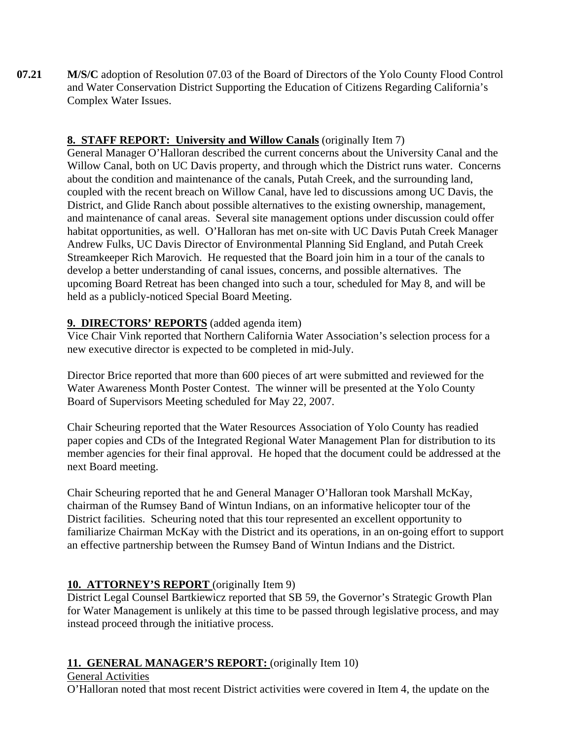**07.21** **M/S/C** adoption of Resolution 07.03 of the Board of Directors of the Yolo County Flood Control and Water Conservation District Supporting the Education of Citizens Regarding California's Complex Water Issues.

**8. STAFF REPORT: University and Willow Canals** (originally Item 7)

General Manager O'Halloran described the current concerns about the University Canal and the Willow Canal, both on UC Davis property, and through which the District runs water. Concerns about the condition and maintenance of the canals, Putah Creek, and the surrounding land, coupled with the recent breach on Willow Canal, have led to discussions among UC Davis, the District, and Glide Ranch about possible alternatives to the existing ownership, management, and maintenance of canal areas. Several site management options under discussion could offer habitat opportunities, as well. O'Halloran has met on-site with UC Davis Putah Creek Manager Andrew Fulks, UC Davis Director of Environmental Planning Sid England, and Putah Creek Streamkeeper Rich Marovich. He requested that the Board join him in a tour of the canals to develop a better understanding of canal issues, concerns, and possible alternatives. The upcoming Board Retreat has been changed into such a tour, scheduled for May 8, and will be held as a publicly-noticed Special Board Meeting.

**9. DIRECTORS' REPORTS** (added agenda item)

Vice Chair Vink reported that Northern California Water Association's selection process for a new executive director is expected to be completed in mid-July.

Director Brice reported that more than 600 pieces of art were submitted and reviewed for the Water Awareness Month Poster Contest. The winner will be presented at the Yolo County Board of Supervisors Meeting scheduled for May 22, 2007.

Chair Scheuring reported that the Water Resources Association of Yolo County has readied paper copies and CDs of the Integrated Regional Water Management Plan for distribution to its member agencies for their final approval. He hoped that the document could be addressed at the next Board meeting.

Chair Scheuring reported that he and General Manager O'Halloran took Marshall McKay, chairman of the Rumsey Band of Wintun Indians, on an informative helicopter tour of the District facilities. Scheuring noted that this tour represented an excellent opportunity to familiarize Chairman McKay with the District and its operations, in an on-going effort to support an effective partnership between the Rumsey Band of Wintun Indians and the District.

**10. ATTORNEY'S REPORT** (originally Item 9)

District Legal Counsel Bartkiewicz reported that SB 59, the Governor's Strategic Growth Plan for Water Management is unlikely at this time to be passed through legislative process, and may instead proceed through the initiative process.

**11. GENERAL MANAGER'S REPORT:** (originally Item 10)

General Activities

O'Halloran noted that most recent District activities were covered in Item 4, the update on the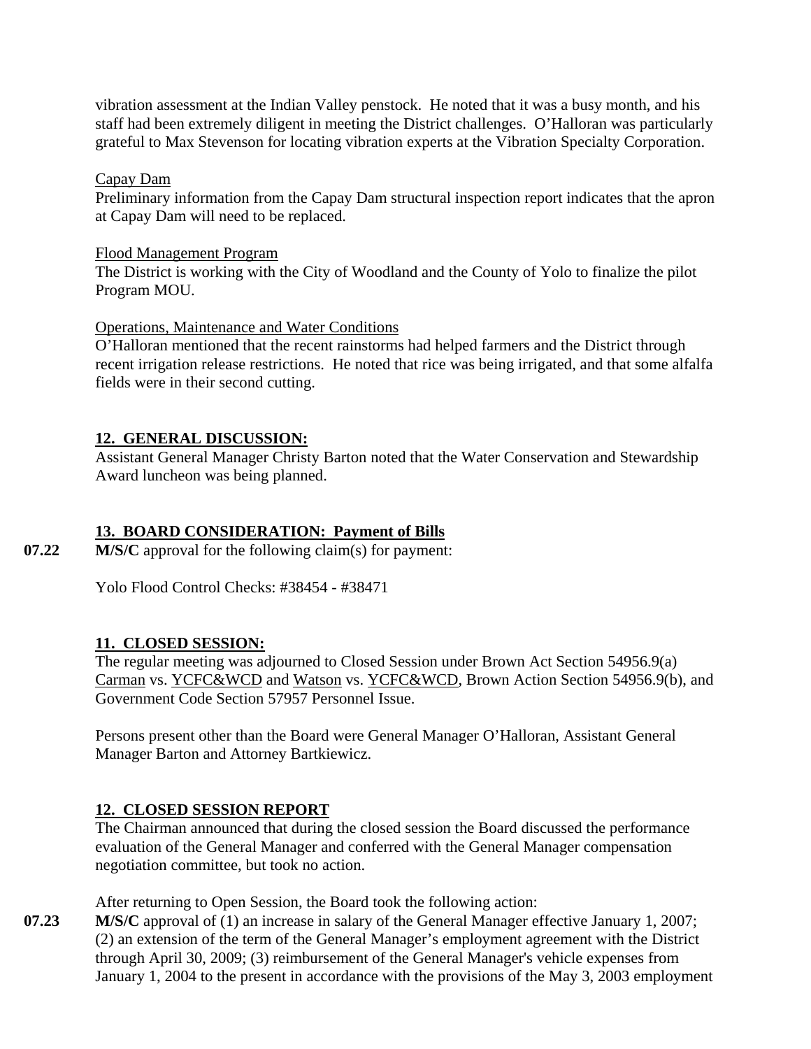vibration assessment at the Indian Valley penstock. He noted that it was a busy month, and his staff had been extremely diligent in meeting the District challenges. O'Halloran was particularly grateful to Max Stevenson for locating vibration experts at the Vibration Specialty Corporation.

Capay Dam

Preliminary information from the Capay Dam structural inspection report indicates that the apron at Capay Dam will need to be replaced.

Flood Management Program

The District is working with the City of Woodland and the County of Yolo to finalize the pilot Program MOU.

Operations, Maintenance and Water Conditions

O'Halloran mentioned that the recent rainstorms had helped farmers and the District through recent irrigation release restrictions. He noted that rice was being irrigated, and that some alfalfa fields were in their second cutting.

**12. GENERAL DISCUSSION:**

Assistant General Manager Christy Barton noted that the Water Conservation and Stewardship Award luncheon was being planned.

**13. BOARD CONSIDERATION: Payment of Bills**

**07.22** **M/S/C** approval for the following claim(s) for payment:

Yolo Flood Control Checks: #38454 - #38471

**11. CLOSED SESSION:**

The regular meeting was adjourned to Closed Session under Brown Act Section 54956.9(a) Carman vs. YCFC&WCD and Watson vs. YCFC&WCD, Brown Action Section 54956.9(b), and Government Code Section 57957 Personnel Issue.

Persons present other than the Board were General Manager O'Halloran, Assistant General Manager Barton and Attorney Bartkiewicz.

**12. CLOSED SESSION REPORT**

The Chairman announced that during the closed session the Board discussed the performance evaluation of the General Manager and conferred with the General Manager compensation negotiation committee, but took no action.

After returning to Open Session, the Board took the following action:

**07.23** **M/S/C** approval of (1) an increase in salary of the General Manager effective January 1, 2007; (2) an extension of the term of the General Manager's employment agreement with the District through April 30, 2009; (3) reimbursement of the General Manager's vehicle expenses from January 1, 2004 to the present in accordance with the provisions of the May 3, 2003 employment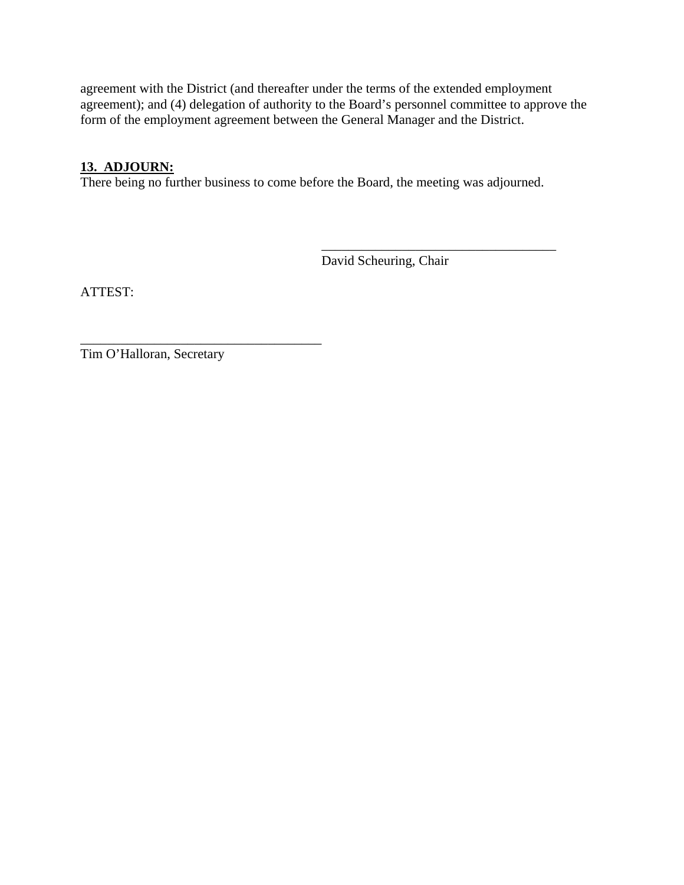agreement with the District (and thereafter under the terms of the extended employment agreement); and (4) delegation of authority to the Board's personnel committee to approve the form of the employment agreement between the General Manager and the District.

**13. ADJOURN:**

There being no further business to come before the Board, the meeting was adjourned.

\_\_\_\_\_\_\_\_\_\_\_\_\_\_\_\_\_\_\_\_\_\_\_\_\_\_\_\_\_\_\_\_\_\_\_\_
David Scheuring, Chair

ATTEST:

\_\_\_\_\_\_\_\_\_\_\_\_\_\_\_\_\_\_\_\_\_\_\_\_\_\_\_\_\_\_\_\_\_\_\_\_
Tim O'Halloran, Secretary